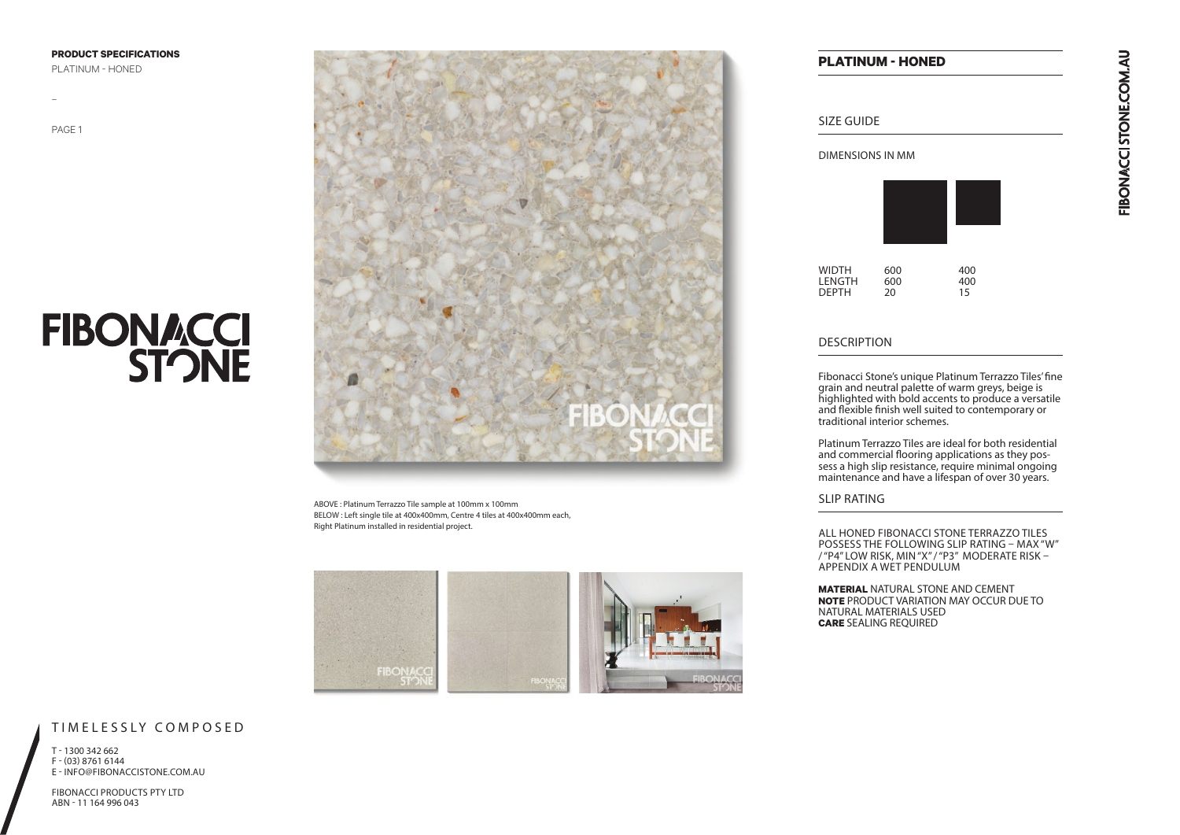**PRODUCT SPECIFICATIONS**

PLATINUM - HONED

–

# FIBONACCI STONE

ABOVE : Platinum Terrazzo Tile sample at 100mm x 100mm
BELOW : Left single tile at 400x400mm, Centre 4 tiles at 400x400mm each, Right Platinum installed in residential project.

## PLATINUM - HONED

### SIZE GUIDE

DIMENSIONS IN MM

| | | |
|---|---|---|
| WIDTH | 600 | 400 |
| LENGTH | 600 | 400 |
| DEPTH | 20 | 15 |

### DESCRIPTION

Fibonacci Stone's unique Platinum Terrazzo Tiles' fine grain and neutral palette of warm greys, beige is highlighted with bold accents to produce a versatile and flexible finish well suited to contemporary or traditional interior schemes.

Platinum Terrazzo Tiles are ideal for both residential and commercial flooring applications as they possess a high slip resistance, require minimal ongoing maintenance and have a lifespan of over 30 years.

### SLIP RATING

ALL HONED FIBONACCI STONE TERRAZZO TILES POSSESS THE FOLLOWING SLIP RATING – MAX "W" / "P4" LOW RISK, MIN "X" / "P3" MODERATE RISK – APPENDIX A WET PENDULUM

**MATERIAL** NATURAL STONE AND CEMENT
**NOTE** PRODUCT VARIATION MAY OCCUR DUE TO NATURAL MATERIALS USED
**CARE** SEALING REQUIRED

FIBONACCISTONE.COM.AU

TIMELESSLY COMPOSED

T - 1300 342 662
F - (03) 8761 6144
E - INFO@FIBONACCISTONE.COM.AU

FIBONACCI PRODUCTS PTY LTD
ABN - 11 164 996 043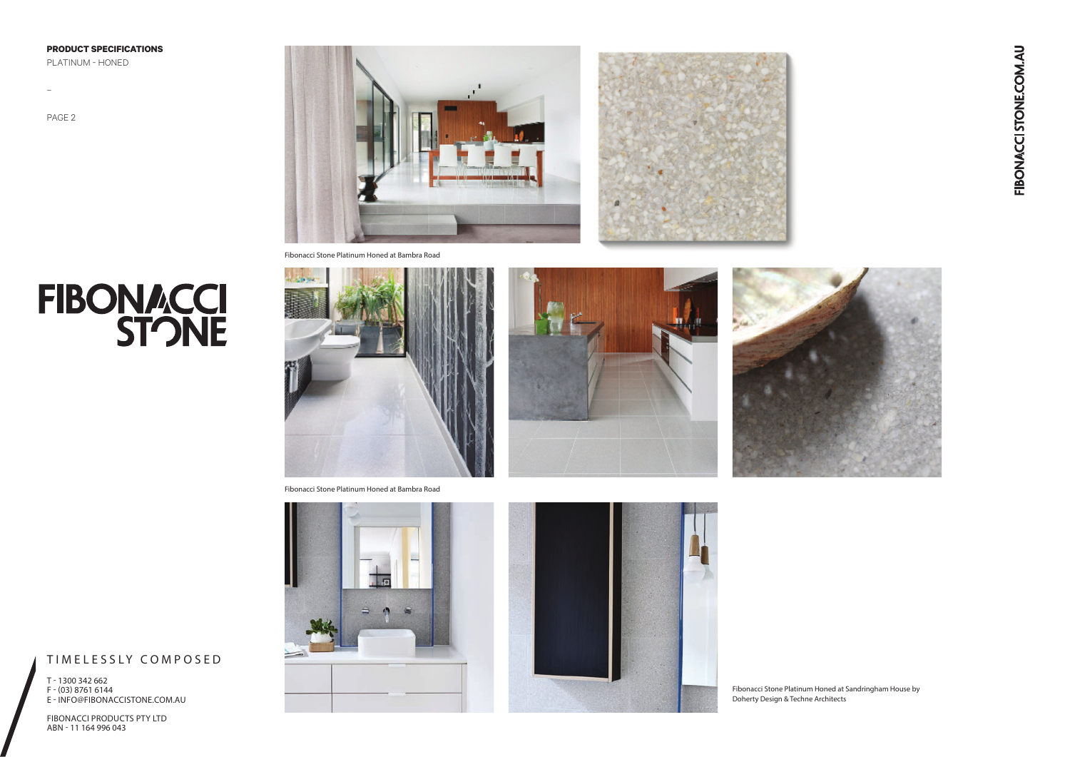**PRODUCT SPECIFICATIONS**
PLATINUM - HONED

–

FIBONACCI STONE

Fibonacci Stone Platinum Honed at Bambra Road

Fibonacci Stone Platinum Honed at Bambra Road

Fibonacci Stone Platinum Honed at Sandringham House by Doherty Design & Techne Architects

TIMELESSLY COMPOSED

T - 1300 342 662
F - (03) 8761 6144
E - INFO@FIBONACCISTONE.COM.AU

FIBONACCI PRODUCTS PTY LTD
ABN - 11 164 996 043

FIBONACCISTONE.COM.AU